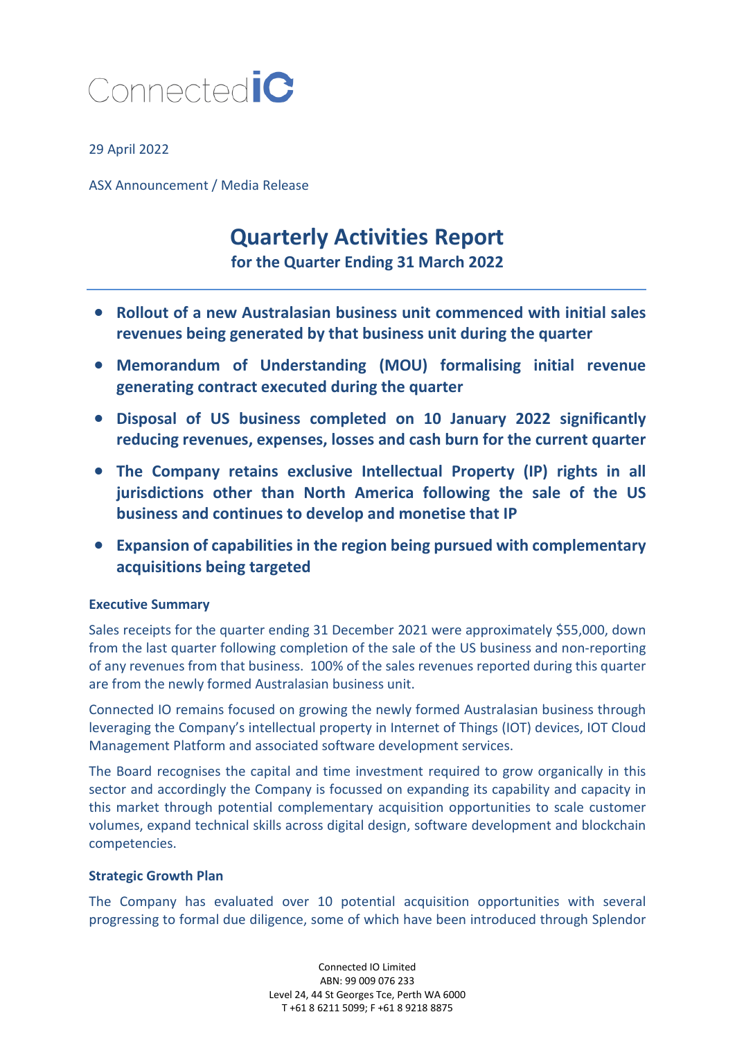ConnectedIO

29 April 2022

ASX Announcement / Media Release

# Quarterly Activities Report

## for the Quarter Ending 31 March 2022

- **Rollout of a new Australasian business unit commenced with initial sales revenues being generated by that business unit during the quarter**
- **Memorandum of Understanding (MOU) formalising initial revenue generating contract executed during the quarter**
- **Disposal of US business completed on 10 January 2022 significantly reducing revenues, expenses, losses and cash burn for the current quarter**
- **The Company retains exclusive Intellectual Property (IP) rights in all jurisdictions other than North America following the sale of the US business and continues to develop and monetise that IP**
- **Expansion of capabilities in the region being pursued with complementary acquisitions being targeted**

### Executive Summary

Sales receipts for the quarter ending 31 December 2021 were approximately $55,000, down from the last quarter following completion of the sale of the US business and non-reporting of any revenues from that business. 100% of the sales revenues reported during this quarter are from the newly formed Australasian business unit.

Connected IO remains focused on growing the newly formed Australasian business through leveraging the Company's intellectual property in Internet of Things (IOT) devices, IOT Cloud Management Platform and associated software development services.

The Board recognises the capital and time investment required to grow organically in this sector and accordingly the Company is focussed on expanding its capability and capacity in this market through potential complementary acquisition opportunities to scale customer volumes, expand technical skills across digital design, software development and blockchain competencies.

### Strategic Growth Plan

The Company has evaluated over 10 potential acquisition opportunities with several progressing to formal due diligence, some of which have been introduced through Splendor

Connected IO Limited
ABN: 99 009 076 233
Level 24, 44 St Georges Tce, Perth WA 6000
T +61 8 6211 5099; F +61 8 9218 8875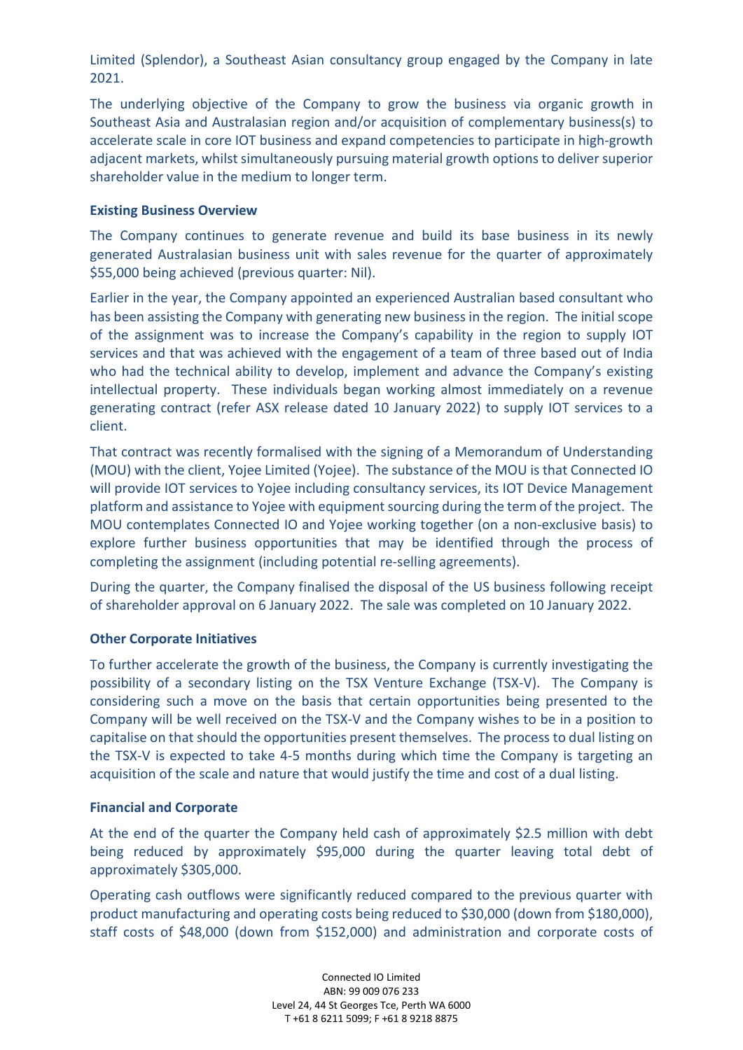Limited (Splendor), a Southeast Asian consultancy group engaged by the Company in late 2021.

The underlying objective of the Company to grow the business via organic growth in Southeast Asia and Australasian region and/or acquisition of complementary business(s) to accelerate scale in core IOT business and expand competencies to participate in high-growth adjacent markets, whilst simultaneously pursuing material growth options to deliver superior shareholder value in the medium to longer term.

**Existing Business Overview**

The Company continues to generate revenue and build its base business in its newly generated Australasian business unit with sales revenue for the quarter of approximately $55,000 being achieved (previous quarter: Nil).

Earlier in the year, the Company appointed an experienced Australian based consultant who has been assisting the Company with generating new business in the region. The initial scope of the assignment was to increase the Company's capability in the region to supply IOT services and that was achieved with the engagement of a team of three based out of India who had the technical ability to develop, implement and advance the Company's existing intellectual property. These individuals began working almost immediately on a revenue generating contract (refer ASX release dated 10 January 2022) to supply IOT services to a client.

That contract was recently formalised with the signing of a Memorandum of Understanding (MOU) with the client, Yojee Limited (Yojee). The substance of the MOU is that Connected IO will provide IOT services to Yojee including consultancy services, its IOT Device Management platform and assistance to Yojee with equipment sourcing during the term of the project. The MOU contemplates Connected IO and Yojee working together (on a non-exclusive basis) to explore further business opportunities that may be identified through the process of completing the assignment (including potential re-selling agreements).

During the quarter, the Company finalised the disposal of the US business following receipt of shareholder approval on 6 January 2022. The sale was completed on 10 January 2022.

**Other Corporate Initiatives**

To further accelerate the growth of the business, the Company is currently investigating the possibility of a secondary listing on the TSX Venture Exchange (TSX-V). The Company is considering such a move on the basis that certain opportunities being presented to the Company will be well received on the TSX-V and the Company wishes to be in a position to capitalise on that should the opportunities present themselves. The process to dual listing on the TSX-V is expected to take 4-5 months during which time the Company is targeting an acquisition of the scale and nature that would justify the time and cost of a dual listing.

**Financial and Corporate**

At the end of the quarter the Company held cash of approximately $2.5 million with debt being reduced by approximately $95,000 during the quarter leaving total debt of approximately $305,000.

Operating cash outflows were significantly reduced compared to the previous quarter with product manufacturing and operating costs being reduced to $30,000 (down from $180,000), staff costs of $48,000 (down from $152,000) and administration and corporate costs of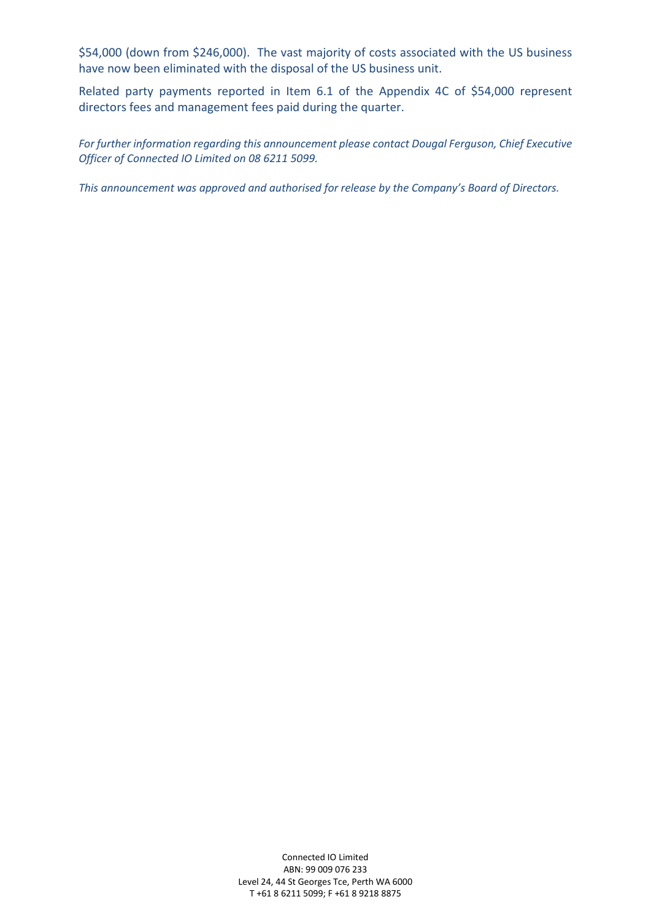$54,000 (down from $246,000). The vast majority of costs associated with the US business have now been eliminated with the disposal of the US business unit.

Related party payments reported in Item 6.1 of the Appendix 4C of $54,000 represent directors fees and management fees paid during the quarter.

*For further information regarding this announcement please contact Dougal Ferguson, Chief Executive Officer of Connected IO Limited on 08 6211 5099.*

*This announcement was approved and authorised for release by the Company's Board of Directors.*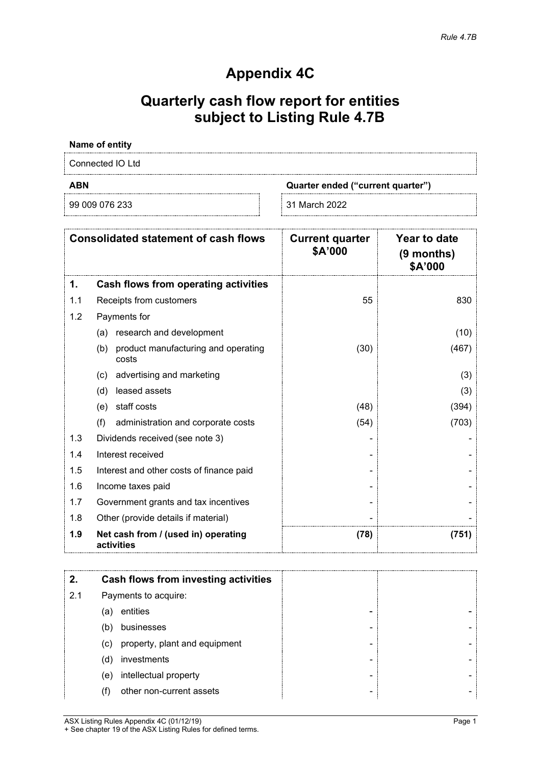*Rule 4.7B*

# Appendix 4C

## Quarterly cash flow report for entities subject to Listing Rule 4.7B

| **Name of entity** | |
|---|---|
| Connected IO Ltd | |
| **ABN** | **Quarter ended ("current quarter")** |
| 99 009 076 233 | 31 March 2022 |

| **Consolidated statement of cash flows** | | **Current quarter $A'000** | **Year to date (9 months) $A'000** |
|---|---|---|---|
| **1.** | **Cash flows from operating activities** | | |
| 1.1 | Receipts from customers | 55 | 830 |
| 1.2 | Payments for | | |
| | (a) research and development | | (10) |
| | (b) product manufacturing and operating costs | (30) | (467) |
| | (c) advertising and marketing | | (3) |
| | (d) leased assets | | (3) |
| | (e) staff costs | (48) | (394) |
| | (f) administration and corporate costs | (54) | (703) |
| 1.3 | Dividends received (see note 3) | - | - |
| 1.4 | Interest received | - | - |
| 1.5 | Interest and other costs of finance paid | - | - |
| 1.6 | Income taxes paid | - | - |
| 1.7 | Government grants and tax incentives | - | - |
| 1.8 | Other (provide details if material) | - | - |
| **1.9** | **Net cash from / (used in) operating activities** | **(78)** | **(751)** |

| **2.** | **Cash flows from investing activities** | | |
|---|---|---|---|
| 2.1 | Payments to acquire: | | |
| | (a) entities | - | - |
| | (b) businesses | - | - |
| | (c) property, plant and equipment | - | - |
| | (d) investments | - | - |
| | (e) intellectual property | - | - |
| | (f) other non-current assets | - | - |

ASX Listing Rules Appendix 4C (01/12/19)
+ See chapter 19 of the ASX Listing Rules for defined terms.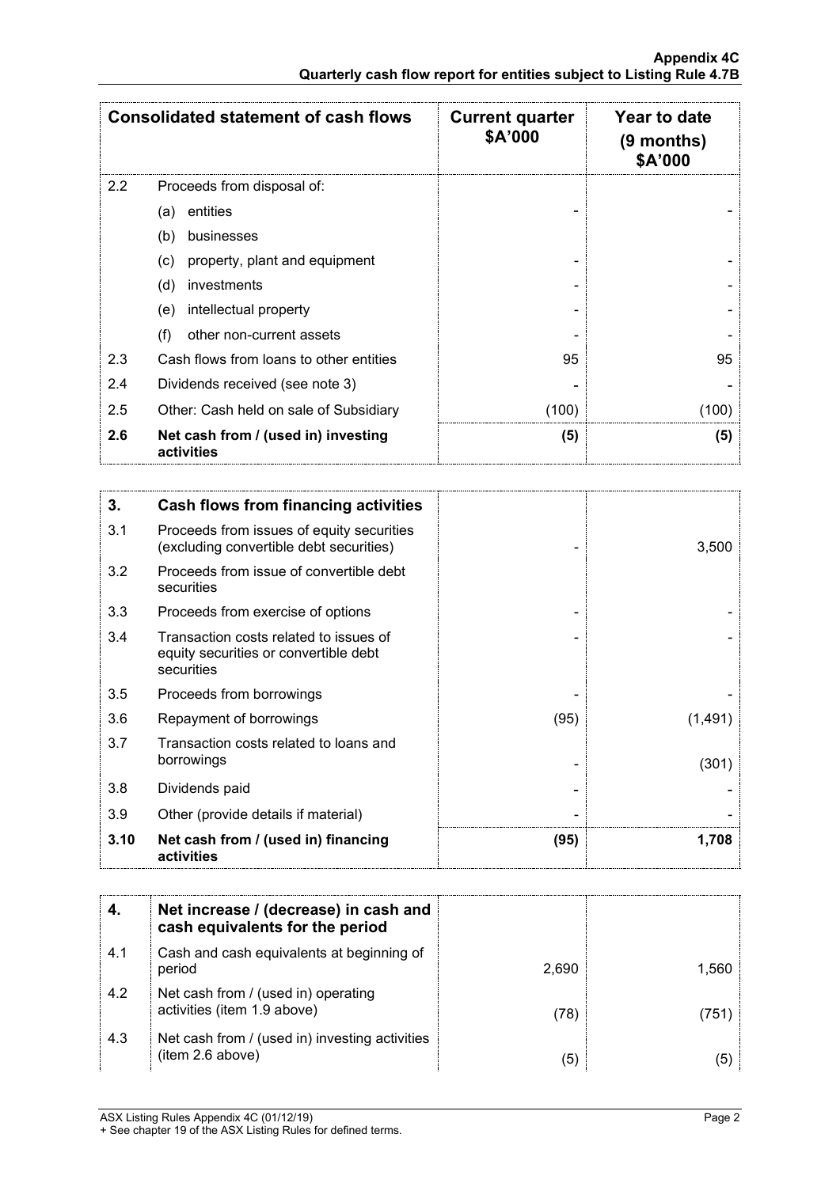| Consolidated statement of cash flows | | Current quarter $A'000 | Year to date (9 months) $A'000 |
|---|---|---|---|
| 2.2 | Proceeds from disposal of: | | |
| | (a) entities | - | - |
| | (b) businesses | | |
| | (c) property, plant and equipment | - | - |
| | (d) investments | - | - |
| | (e) intellectual property | - | - |
| | (f) other non-current assets | - | - |
| 2.3 | Cash flows from loans to other entities | 95 | 95 |
| 2.4 | Dividends received (see note 3) | - | - |
| 2.5 | Other: Cash held on sale of Subsidiary | (100) | (100) |
| **2.6** | **Net cash from / (used in) investing activities** | **(5)** | **(5)** |

| **3.** | **Cash flows from financing activities** | | |
|---|---|---|---|
| 3.1 | Proceeds from issues of equity securities (excluding convertible debt securities) | - | 3,500 |
| 3.2 | Proceeds from issue of convertible debt securities | | |
| 3.3 | Proceeds from exercise of options | - | - |
| 3.4 | Transaction costs related to issues of equity securities or convertible debt securities | - | - |
| 3.5 | Proceeds from borrowings | - | - |
| 3.6 | Repayment of borrowings | (95) | (1,491) |
| 3.7 | Transaction costs related to loans and borrowings | - | (301) |
| 3.8 | Dividends paid | - | - |
| 3.9 | Other (provide details if material) | - | - |
| **3.10** | **Net cash from / (used in) financing activities** | **(95)** | **1,708** |

| **4.** | **Net increase / (decrease) in cash and cash equivalents for the period** | | |
|---|---|---|---|
| 4.1 | Cash and cash equivalents at beginning of period | 2,690 | 1,560 |
| 4.2 | Net cash from / (used in) operating activities (item 1.9 above) | (78) | (751) |
| 4.3 | Net cash from / (used in) investing activities (item 2.6 above) | (5) | (5) |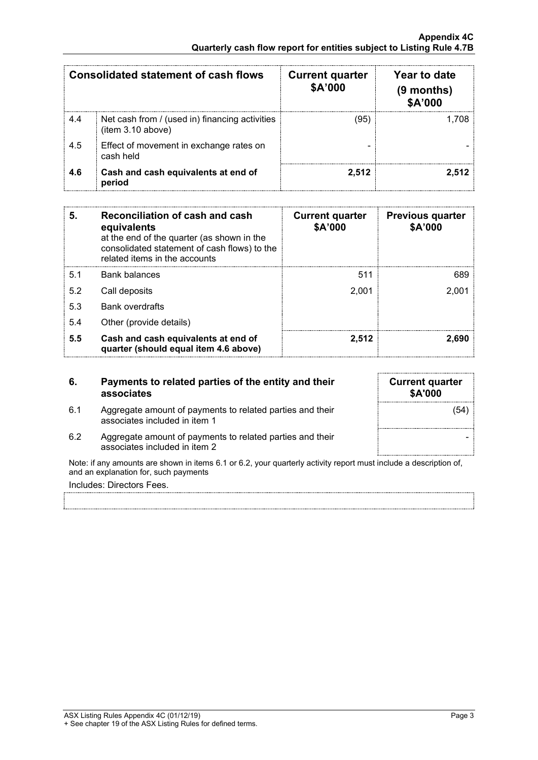| | Consolidated statement of cash flows | Current quarter $A'000 | Year to date (9 months) $A'000 |
|---|---|---|---|
| 4.4 | Net cash from / (used in) financing activities (item 3.10 above) | (95) | 1,708 |
| 4.5 | Effect of movement in exchange rates on cash held | - | - |
| **4.6** | **Cash and cash equivalents at end of period** | **2,512** | **2,512** |

| **5.** | **Reconciliation of cash and cash equivalents** at the end of the quarter (as shown in the consolidated statement of cash flows) to the related items in the accounts | **Current quarter $A'000** | **Previous quarter $A'000** |
|---|---|---|---|
| 5.1 | Bank balances | 511 | 689 |
| 5.2 | Call deposits | 2,001 | 2,001 |
| 5.3 | Bank overdrafts | | |
| 5.4 | Other (provide details) | | |
| **5.5** | **Cash and cash equivalents at end of quarter (should equal item 4.6 above)** | **2,512** | **2,690** |

| **6.** | **Payments to related parties of the entity and their associates** | **Current quarter $A'000** |
|---|---|---|
| 6.1 | Aggregate amount of payments to related parties and their associates included in item 1 | (54) |
| 6.2 | Aggregate amount of payments to related parties and their associates included in item 2 | - |

Note: if any amounts are shown in items 6.1 or 6.2, your quarterly activity report must include a description of, and an explanation for, such payments

Includes: Directors Fees.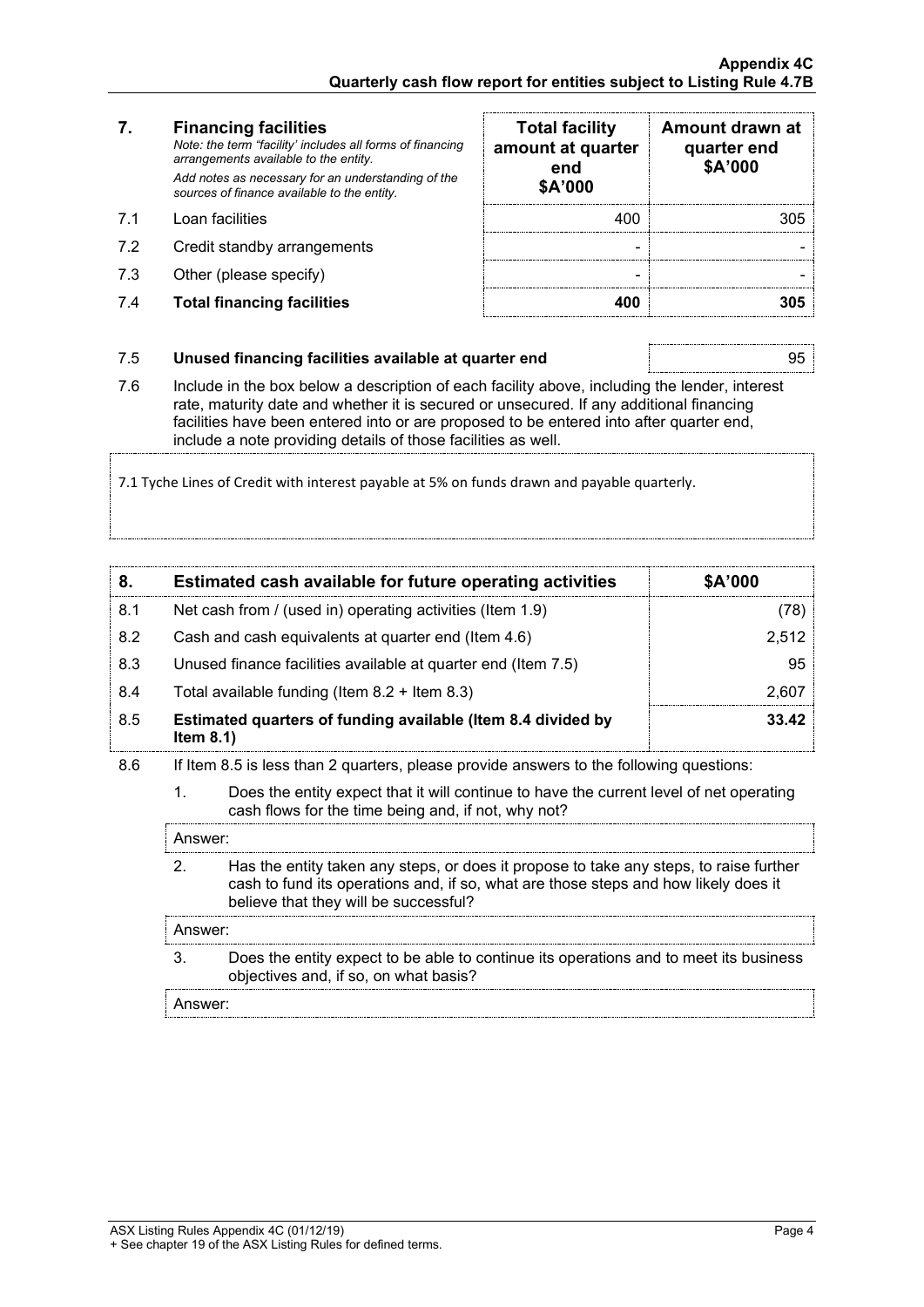| 7. | **Financing facilities**<br>*Note: the term "facility' includes all forms of financing arrangements available to the entity.*<br>*Add notes as necessary for an understanding of the sources of finance available to the entity.* | **Total facility amount at quarter end $A'000** | **Amount drawn at quarter end $A'000** |
|---|---|---|---|
| 7.1 | Loan facilities | 400 | 305 |
| 7.2 | Credit standby arrangements | - | - |
| 7.3 | Other (please specify) | - | - |
| 7.4 | **Total financing facilities** | **400** | **305** |

| | | |
|---|---|---|
| 7.5 | **Unused financing facilities available at quarter end** | 95 |

7.6 Include in the box below a description of each facility above, including the lender, interest rate, maturity date and whether it is secured or unsecured. If any additional financing facilities have been entered into or are proposed to be entered into after quarter end, include a note providing details of those facilities as well.

7.1 Tyche Lines of Credit with interest payable at 5% on funds drawn and payable quarterly.

| 8. | **Estimated cash available for future operating activities** | **$A'000** |
|---|---|---|
| 8.1 | Net cash from / (used in) operating activities (Item 1.9) | (78) |
| 8.2 | Cash and cash equivalents at quarter end (Item 4.6) | 2,512 |
| 8.3 | Unused finance facilities available at quarter end (Item 7.5) | 95 |
| 8.4 | Total available funding (Item 8.2 + Item 8.3) | 2,607 |
| 8.5 | **Estimated quarters of funding available (Item 8.4 divided by Item 8.1)** | **33.42** |

8.6 If Item 8.5 is less than 2 quarters, please provide answers to the following questions:

1. Does the entity expect that it will continue to have the current level of net operating cash flows for the time being and, if not, why not?

Answer:

2. Has the entity taken any steps, or does it propose to take any steps, to raise further cash to fund its operations and, if so, what are those steps and how likely does it believe that they will be successful?

Answer:

3. Does the entity expect to be able to continue its operations and to meet its business objectives and, if so, on what basis?

Answer: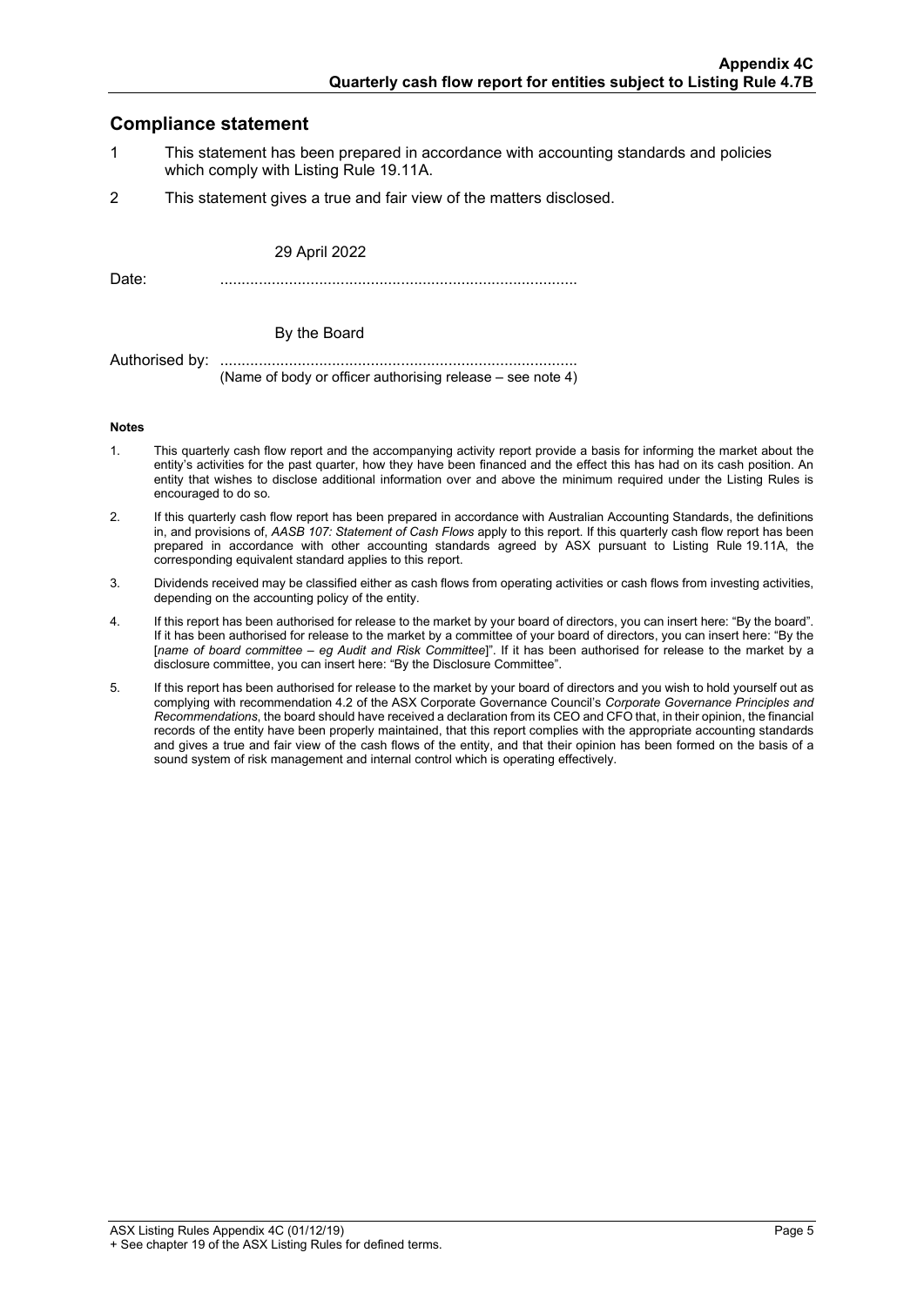## Compliance statement

1 This statement has been prepared in accordance with accounting standards and policies which comply with Listing Rule 19.11A.

2 This statement gives a true and fair view of the matters disclosed.

Date: 29 April 2022

Authorised by: By the Board
(Name of body or officer authorising release – see note 4)

#### Notes

1. This quarterly cash flow report and the accompanying activity report provide a basis for informing the market about the entity's activities for the past quarter, how they have been financed and the effect this has had on its cash position. An entity that wishes to disclose additional information over and above the minimum required under the Listing Rules is encouraged to do so.
2. If this quarterly cash flow report has been prepared in accordance with Australian Accounting Standards, the definitions in, and provisions of, *AASB 107: Statement of Cash Flows* apply to this report. If this quarterly cash flow report has been prepared in accordance with other accounting standards agreed by ASX pursuant to Listing Rule 19.11A, the corresponding equivalent standard applies to this report.
3. Dividends received may be classified either as cash flows from operating activities or cash flows from investing activities, depending on the accounting policy of the entity.
4. If this report has been authorised for release to the market by your board of directors, you can insert here: "By the board". If it has been authorised for release to the market by a committee of your board of directors, you can insert here: "By the [*name of board committee – eg Audit and Risk Committee*]". If it has been authorised for release to the market by a disclosure committee, you can insert here: "By the Disclosure Committee".
5. If this report has been authorised for release to the market by your board of directors and you wish to hold yourself out as complying with recommendation 4.2 of the ASX Corporate Governance Council's *Corporate Governance Principles and Recommendations*, the board should have received a declaration from its CEO and CFO that, in their opinion, the financial records of the entity have been properly maintained, that this report complies with the appropriate accounting standards and gives a true and fair view of the cash flows of the entity, and that their opinion has been formed on the basis of a sound system of risk management and internal control which is operating effectively.